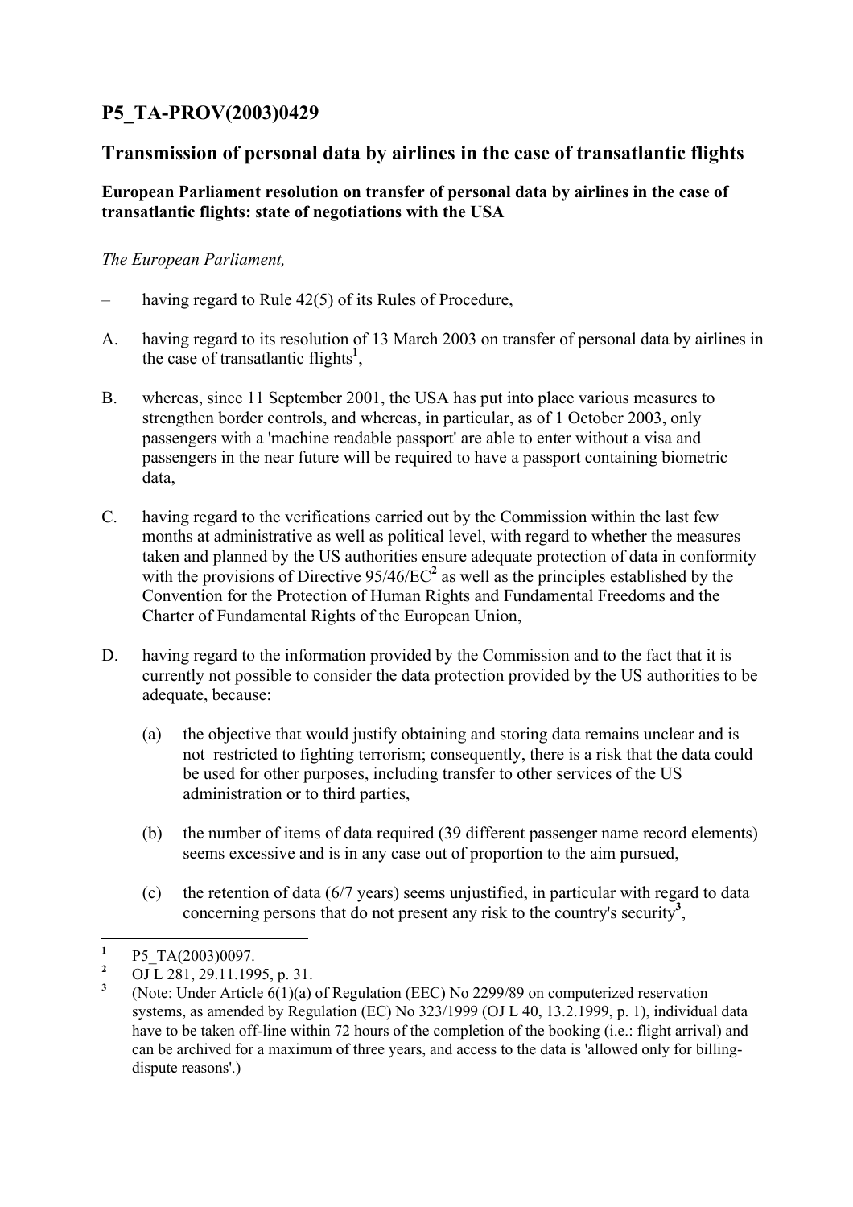# P5_TA-PROV(2003)0429

## Transmission of personal data by airlines in the case of transatlantic flights

**European Parliament resolution on transfer of personal data by airlines in the case of transatlantic flights: state of negotiations with the USA**

*The European Parliament,*

– having regard to Rule 42(5) of its Rules of Procedure,

A. having regard to its resolution of 13 March 2003 on transfer of personal data by airlines in the case of transatlantic flights[1],

B. whereas, since 11 September 2001, the USA has put into place various measures to strengthen border controls, and whereas, in particular, as of 1 October 2003, only passengers with a 'machine readable passport' are able to enter without a visa and passengers in the near future will be required to have a passport containing biometric data,

C. having regard to the verifications carried out by the Commission within the last few months at administrative as well as political level, with regard to whether the measures taken and planned by the US authorities ensure adequate protection of data in conformity with the provisions of Directive 95/46/EC[2] as well as the principles established by the Convention for the Protection of Human Rights and Fundamental Freedoms and the Charter of Fundamental Rights of the European Union,

D. having regard to the information provided by the Commission and to the fact that it is currently not possible to consider the data protection provided by the US authorities to be adequate, because:

(a) the objective that would justify obtaining and storing data remains unclear and is not restricted to fighting terrorism; consequently, there is a risk that the data could be used for other purposes, including transfer to other services of the US administration or to third parties,

(b) the number of items of data required (39 different passenger name record elements) seems excessive and is in any case out of proportion to the aim pursued,

(c) the retention of data (6/7 years) seems unjustified, in particular with regard to data concerning persons that do not present any risk to the country's security[3],

---

[1] P5_TA(2003)0097.

[2] OJ L 281, 29.11.1995, p. 31.

[3] (Note: Under Article 6(1)(a) of Regulation (EEC) No 2299/89 on computerized reservation systems, as amended by Regulation (EC) No 323/1999 (OJ L 40, 13.2.1999, p. 1), individual data have to be taken off-line within 72 hours of the completion of the booking (i.e.: flight arrival) and can be archived for a maximum of three years, and access to the data is 'allowed only for billing-dispute reasons'.)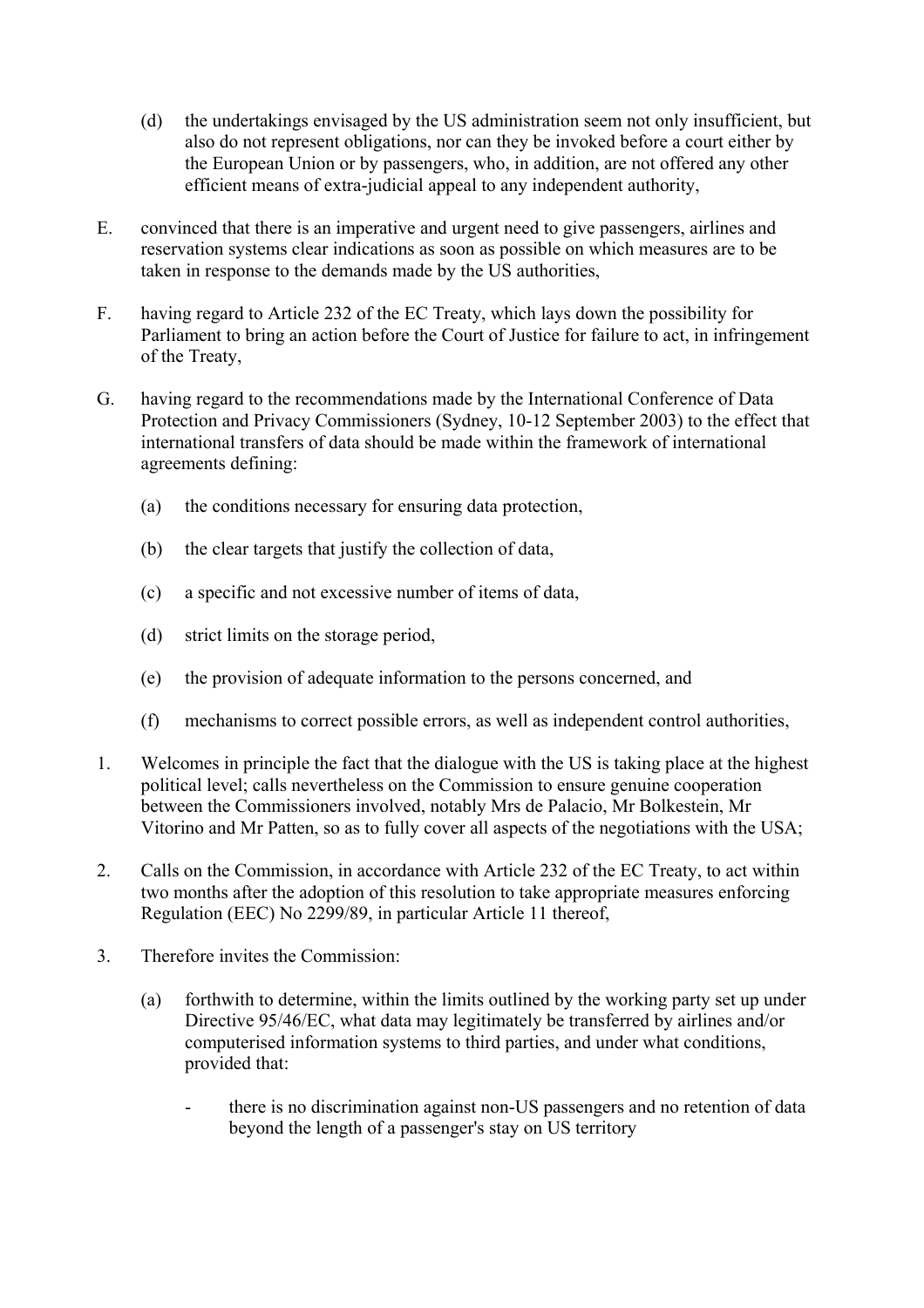(d) the undertakings envisaged by the US administration seem not only insufficient, but also do not represent obligations, nor can they be invoked before a court either by the European Union or by passengers, who, in addition, are not offered any other efficient means of extra-judicial appeal to any independent authority,

E. convinced that there is an imperative and urgent need to give passengers, airlines and reservation systems clear indications as soon as possible on which measures are to be taken in response to the demands made by the US authorities,

F. having regard to Article 232 of the EC Treaty, which lays down the possibility for Parliament to bring an action before the Court of Justice for failure to act, in infringement of the Treaty,

G. having regard to the recommendations made by the International Conference of Data Protection and Privacy Commissioners (Sydney, 10-12 September 2003) to the effect that international transfers of data should be made within the framework of international agreements defining:

(a) the conditions necessary for ensuring data protection,

(b) the clear targets that justify the collection of data,

(c) a specific and not excessive number of items of data,

(d) strict limits on the storage period,

(e) the provision of adequate information to the persons concerned, and

(f) mechanisms to correct possible errors, as well as independent control authorities,

1. Welcomes in principle the fact that the dialogue with the US is taking place at the highest political level; calls nevertheless on the Commission to ensure genuine cooperation between the Commissioners involved, notably Mrs de Palacio, Mr Bolkestein, Mr Vitorino and Mr Patten, so as to fully cover all aspects of the negotiations with the USA;

2. Calls on the Commission, in accordance with Article 232 of the EC Treaty, to act within two months after the adoption of this resolution to take appropriate measures enforcing Regulation (EEC) No 2299/89, in particular Article 11 thereof,

3. Therefore invites the Commission:

(a) forthwith to determine, within the limits outlined by the working party set up under Directive 95/46/EC, what data may legitimately be transferred by airlines and/or computerised information systems to third parties, and under what conditions, provided that:

- there is no discrimination against non-US passengers and no retention of data beyond the length of a passenger's stay on US territory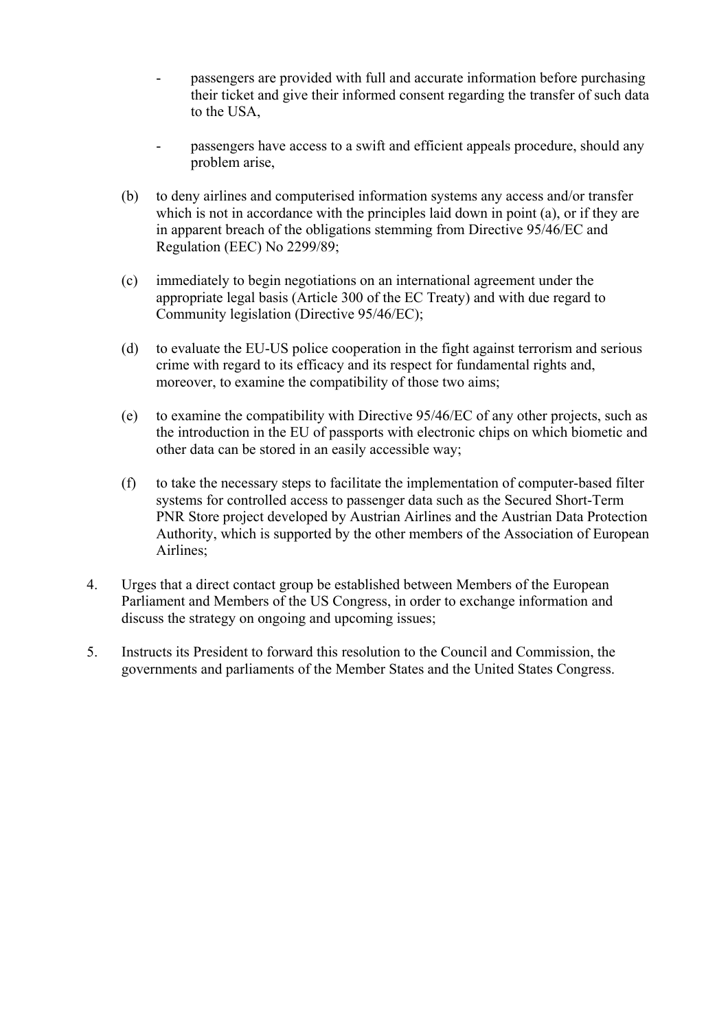- passengers are provided with full and accurate information before purchasing their ticket and give their informed consent regarding the transfer of such data to the USA,

- passengers have access to a swift and efficient appeals procedure, should any problem arise,

(b) to deny airlines and computerised information systems any access and/or transfer which is not in accordance with the principles laid down in point (a), or if they are in apparent breach of the obligations stemming from Directive 95/46/EC and Regulation (EEC) No 2299/89;

(c) immediately to begin negotiations on an international agreement under the appropriate legal basis (Article 300 of the EC Treaty) and with due regard to Community legislation (Directive 95/46/EC);

(d) to evaluate the EU-US police cooperation in the fight against terrorism and serious crime with regard to its efficacy and its respect for fundamental rights and, moreover, to examine the compatibility of those two aims;

(e) to examine the compatibility with Directive 95/46/EC of any other projects, such as the introduction in the EU of passports with electronic chips on which biometic and other data can be stored in an easily accessible way;

(f) to take the necessary steps to facilitate the implementation of computer-based filter systems for controlled access to passenger data such as the Secured Short-Term PNR Store project developed by Austrian Airlines and the Austrian Data Protection Authority, which is supported by the other members of the Association of European Airlines;

4. Urges that a direct contact group be established between Members of the European Parliament and Members of the US Congress, in order to exchange information and discuss the strategy on ongoing and upcoming issues;

5. Instructs its President to forward this resolution to the Council and Commission, the governments and parliaments of the Member States and the United States Congress.